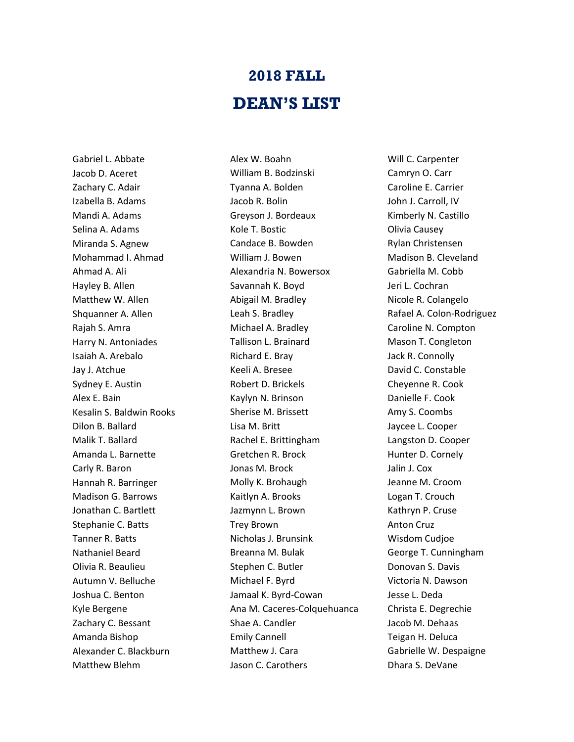# 2018 FALL

# DEAN'S LIST

Gabriel L. Abbate
Jacob D. Aceret
Zachary C. Adair
Izabella B. Adams
Mandi A. Adams
Selina A. Adams
Miranda S. Agnew
Mohammad I. Ahmad
Ahmad A. Ali
Hayley B. Allen
Matthew W. Allen
Shquanner A. Allen
Rajah S. Amra
Harry N. Antoniades
Isaiah A. Arebalo
Jay J. Atchue
Sydney E. Austin
Alex E. Bain
Kesalin S. Baldwin Rooks
Dilon B. Ballard
Malik T. Ballard
Amanda L. Barnette
Carly R. Baron
Hannah R. Barringer
Madison G. Barrows
Jonathan C. Bartlett
Stephanie C. Batts
Tanner R. Batts
Nathaniel Beard
Olivia R. Beaulieu
Autumn V. Belluche
Joshua C. Benton
Kyle Bergene
Zachary C. Bessant
Amanda Bishop
Alexander C. Blackburn
Matthew Blehm
Alex W. Boahn
William B. Bodzinski
Tyanna A. Bolden
Jacob R. Bolin
Greyson J. Bordeaux
Kole T. Bostic
Candace B. Bowden
William J. Bowen
Alexandria N. Bowersox
Savannah K. Boyd
Abigail M. Bradley
Leah S. Bradley
Michael A. Bradley
Tallison L. Brainard
Richard E. Bray
Keeli A. Bresee
Robert D. Brickels
Kaylyn N. Brinson
Sherise M. Brissett
Lisa M. Britt
Rachel E. Brittingham
Gretchen R. Brock
Jonas M. Brock
Molly K. Brohaugh
Kaitlyn A. Brooks
Jazmynn L. Brown
Trey Brown
Nicholas J. Brunsink
Breanna M. Bulak
Stephen C. Butler
Michael F. Byrd
Jamaal K. Byrd-Cowan
Ana M. Caceres-Colquehuanca
Shae A. Candler
Emily Cannell
Matthew J. Cara
Jason C. Carothers
Will C. Carpenter
Camryn O. Carr
Caroline E. Carrier
John J. Carroll, IV
Kimberly N. Castillo
Olivia Causey
Rylan Christensen
Madison B. Cleveland
Gabriella M. Cobb
Jeri L. Cochran
Nicole R. Colangelo
Rafael A. Colon-Rodriguez
Caroline N. Compton
Mason T. Congleton
Jack R. Connolly
David C. Constable
Cheyenne R. Cook
Danielle F. Cook
Amy S. Coombs
Jaycee L. Cooper
Langston D. Cooper
Hunter D. Cornely
Jalin J. Cox
Jeanne M. Croom
Logan T. Crouch
Kathryn P. Cruse
Anton Cruz
Wisdom Cudjoe
George T. Cunningham
Donovan S. Davis
Victoria N. Dawson
Jesse L. Deda
Christa E. Degrechie
Jacob M. Dehaas
Teigan H. Deluca
Gabrielle W. Despaigne
Dhara S. DeVane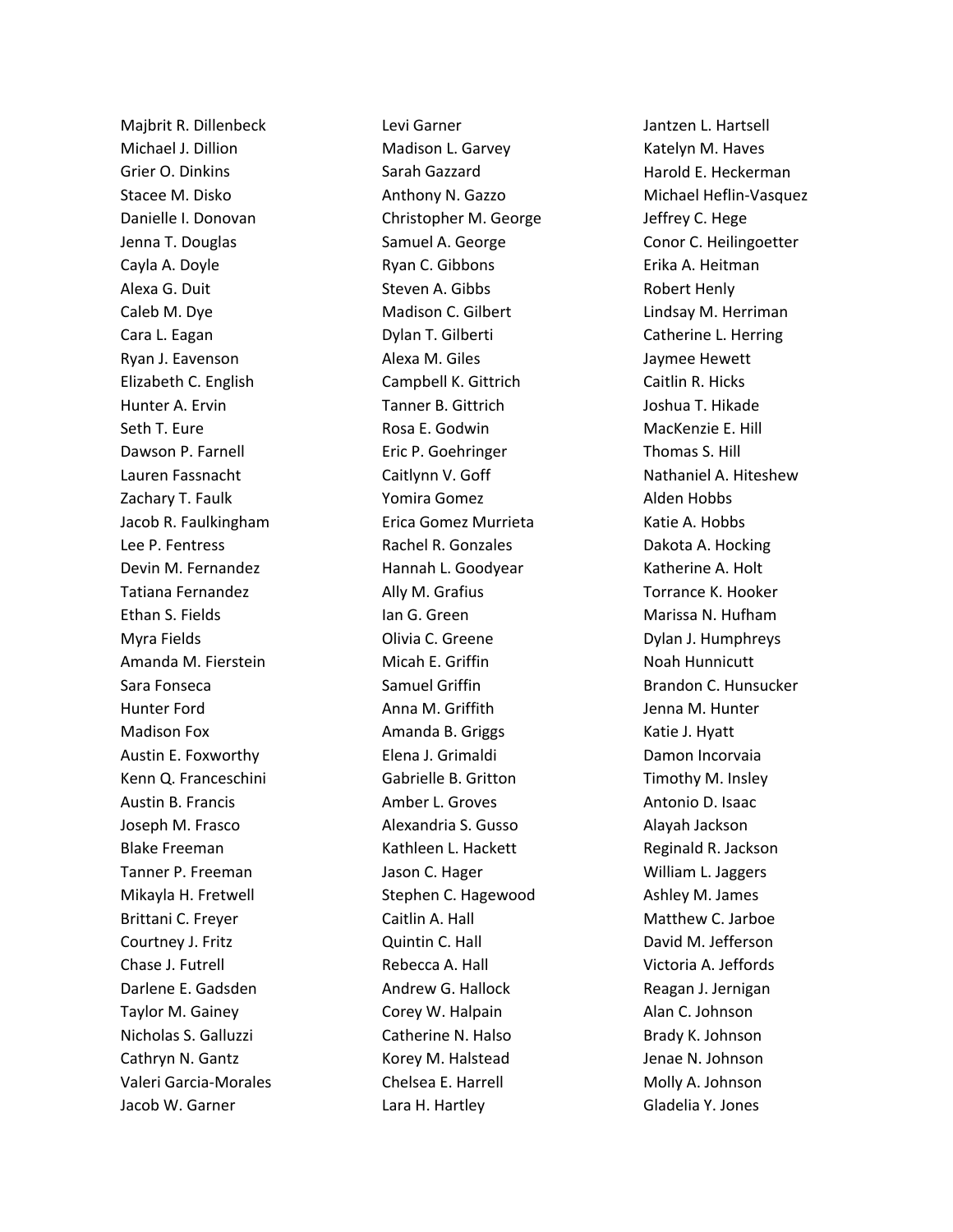Majbrit R. Dillenbeck
Michael J. Dillion
Grier O. Dinkins
Stacee M. Disko
Danielle I. Donovan
Jenna T. Douglas
Cayla A. Doyle
Alexa G. Duit
Caleb M. Dye
Cara L. Eagan
Ryan J. Eavenson
Elizabeth C. English
Hunter A. Ervin
Seth T. Eure
Dawson P. Farnell
Lauren Fassnacht
Zachary T. Faulk
Jacob R. Faulkingham
Lee P. Fentress
Devin M. Fernandez
Tatiana Fernandez
Ethan S. Fields
Myra Fields
Amanda M. Fierstein
Sara Fonseca
Hunter Ford
Madison Fox
Austin E. Foxworthy
Kenn Q. Franceschini
Austin B. Francis
Joseph M. Frasco
Blake Freeman
Tanner P. Freeman
Mikayla H. Fretwell
Brittani C. Freyer
Courtney J. Fritz
Chase J. Futrell
Darlene E. Gadsden
Taylor M. Gainey
Nicholas S. Galluzzi
Cathryn N. Gantz
Valeri Garcia-Morales
Jacob W. Garner
Levi Garner
Madison L. Garvey
Sarah Gazzard
Anthony N. Gazzo
Christopher M. George
Samuel A. George
Ryan C. Gibbons
Steven A. Gibbs
Madison C. Gilbert
Dylan T. Gilberti
Alexa M. Giles
Campbell K. Gittrich
Tanner B. Gittrich
Rosa E. Godwin
Eric P. Goehringer
Caitlynn V. Goff
Yomira Gomez
Erica Gomez Murrieta
Rachel R. Gonzales
Hannah L. Goodyear
Ally M. Grafius
Ian G. Green
Olivia C. Greene
Micah E. Griffin
Samuel Griffin
Anna M. Griffith
Amanda B. Griggs
Elena J. Grimaldi
Gabrielle B. Gritton
Amber L. Groves
Alexandria S. Gusso
Kathleen L. Hackett
Jason C. Hager
Stephen C. Hagewood
Caitlin A. Hall
Quintin C. Hall
Rebecca A. Hall
Andrew G. Hallock
Corey W. Halpain
Catherine N. Halso
Korey M. Halstead
Chelsea E. Harrell
Lara H. Hartley
Jantzen L. Hartsell
Katelyn M. Haves
Harold E. Heckerman
Michael Heflin-Vasquez
Jeffrey C. Hege
Conor C. Heilingoetter
Erika A. Heitman
Robert Henly
Lindsay M. Herriman
Catherine L. Herring
Jaymee Hewett
Caitlin R. Hicks
Joshua T. Hikade
MacKenzie E. Hill
Thomas S. Hill
Nathaniel A. Hiteshew
Alden Hobbs
Katie A. Hobbs
Dakota A. Hocking
Katherine A. Holt
Torrance K. Hooker
Marissa N. Hufham
Dylan J. Humphreys
Noah Hunnicutt
Brandon C. Hunsucker
Jenna M. Hunter
Katie J. Hyatt
Damon Incorvaia
Timothy M. Insley
Antonio D. Isaac
Alayah Jackson
Reginald R. Jackson
William L. Jaggers
Ashley M. James
Matthew C. Jarboe
David M. Jefferson
Victoria A. Jeffords
Reagan J. Jernigan
Alan C. Johnson
Brady K. Johnson
Jenae N. Johnson
Molly A. Johnson
Gladelia Y. Jones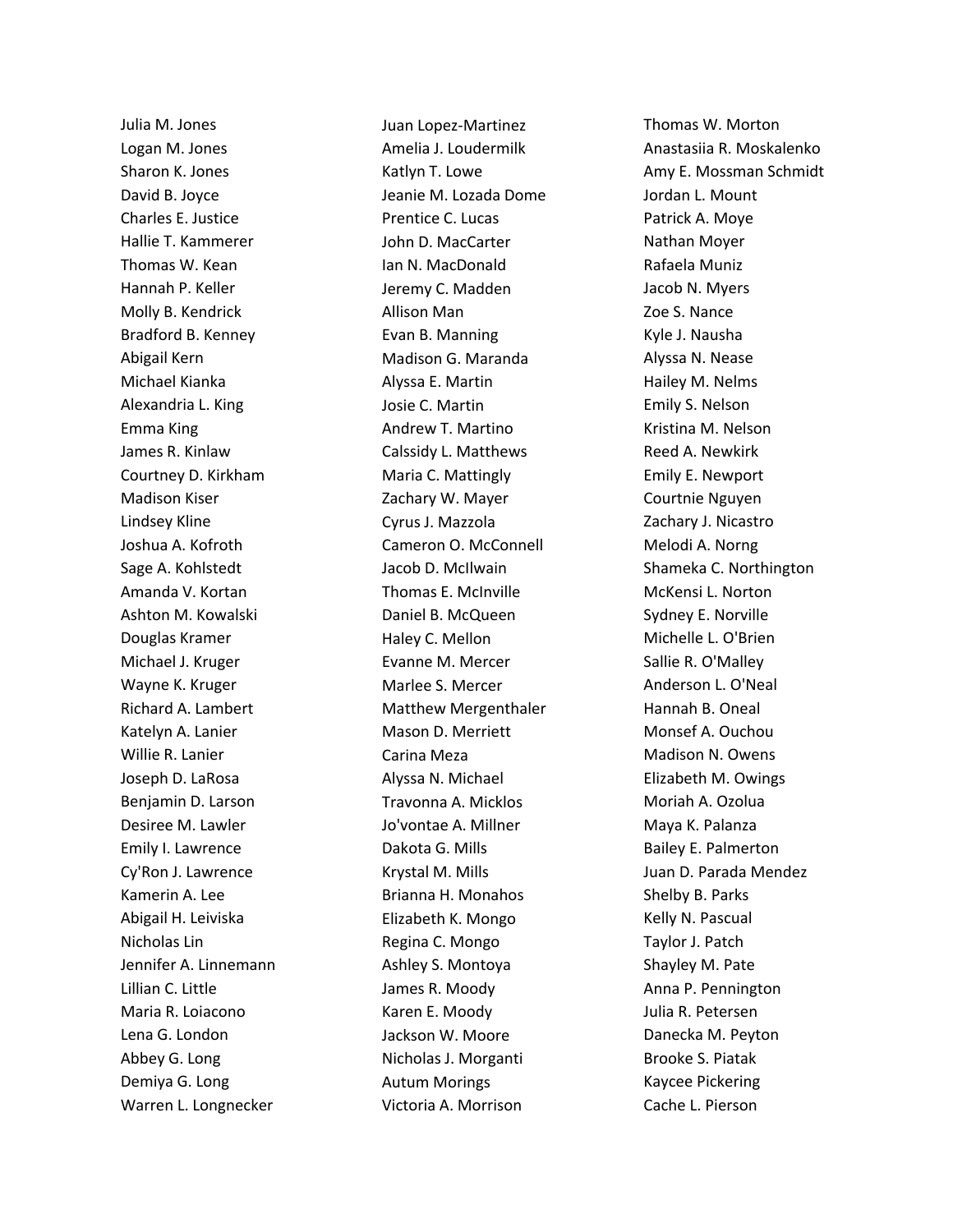Julia M. Jones
Logan M. Jones
Sharon K. Jones
David B. Joyce
Charles E. Justice
Hallie T. Kammerer
Thomas W. Kean
Hannah P. Keller
Molly B. Kendrick
Bradford B. Kenney
Abigail Kern
Michael Kianka
Alexandria L. King
Emma King
James R. Kinlaw
Courtney D. Kirkham
Madison Kiser
Lindsey Kline
Joshua A. Kofroth
Sage A. Kohlstedt
Amanda V. Kortan
Ashton M. Kowalski
Douglas Kramer
Michael J. Kruger
Wayne K. Kruger
Richard A. Lambert
Katelyn A. Lanier
Willie R. Lanier
Joseph D. LaRosa
Benjamin D. Larson
Desiree M. Lawler
Emily I. Lawrence
Cy'Ron J. Lawrence
Kamerin A. Lee
Abigail H. Leiviska
Nicholas Lin
Jennifer A. Linnemann
Lillian C. Little
Maria R. Loiacono
Lena G. London
Abbey G. Long
Demiya G. Long
Warren L. Longnecker
Juan Lopez-Martinez
Amelia J. Loudermilk
Katlyn T. Lowe
Jeanie M. Lozada Dome
Prentice C. Lucas
John D. MacCarter
Ian N. MacDonald
Jeremy C. Madden
Allison Man
Evan B. Manning
Madison G. Maranda
Alyssa E. Martin
Josie C. Martin
Andrew T. Martino
Calssidy L. Matthews
Maria C. Mattingly
Zachary W. Mayer
Cyrus J. Mazzola
Cameron O. McConnell
Jacob D. McIlwain
Thomas E. McInville
Daniel B. McQueen
Haley C. Mellon
Evanne M. Mercer
Marlee S. Mercer
Matthew Mergenthaler
Mason D. Merriett
Carina Meza
Alyssa N. Michael
Travonna A. Micklos
Jo'vontae A. Millner
Dakota G. Mills
Krystal M. Mills
Brianna H. Monahos
Elizabeth K. Mongo
Regina C. Mongo
Ashley S. Montoya
James R. Moody
Karen E. Moody
Jackson W. Moore
Nicholas J. Morganti
Autum Morings
Victoria A. Morrison
Thomas W. Morton
Anastasiia R. Moskalenko
Amy E. Mossman Schmidt
Jordan L. Mount
Patrick A. Moye
Nathan Moyer
Rafaela Muniz
Jacob N. Myers
Zoe S. Nance
Kyle J. Nausha
Alyssa N. Nease
Hailey M. Nelms
Emily S. Nelson
Kristina M. Nelson
Reed A. Newkirk
Emily E. Newport
Courtnie Nguyen
Zachary J. Nicastro
Melodi A. Norng
Shameka C. Northington
McKensi L. Norton
Sydney E. Norville
Michelle L. O'Brien
Sallie R. O'Malley
Anderson L. O'Neal
Hannah B. Oneal
Monsef A. Ouchou
Madison N. Owens
Elizabeth M. Owings
Moriah A. Ozolua
Maya K. Palanza
Bailey E. Palmerton
Juan D. Parada Mendez
Shelby B. Parks
Kelly N. Pascual
Taylor J. Patch
Shayley M. Pate
Anna P. Pennington
Julia R. Petersen
Danecka M. Peyton
Brooke S. Piatak
Kaycee Pickering
Cache L. Pierson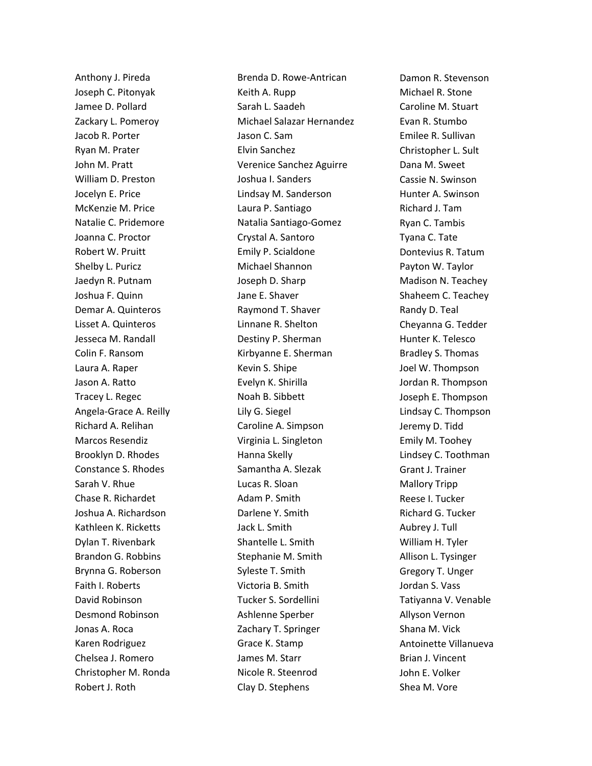Anthony J. Pireda
Joseph C. Pitonyak
Jamee D. Pollard
Zackary L. Pomeroy
Jacob R. Porter
Ryan M. Prater
John M. Pratt
William D. Preston
Jocelyn E. Price
McKenzie M. Price
Natalie C. Pridemore
Joanna C. Proctor
Robert W. Pruitt
Shelby L. Puricz
Jaedyn R. Putnam
Joshua F. Quinn
Demar A. Quinteros
Lisset A. Quinteros
Jesseca M. Randall
Colin F. Ransom
Laura A. Raper
Jason A. Ratto
Tracey L. Regec
Angela-Grace A. Reilly
Richard A. Relihan
Marcos Resendiz
Brooklyn D. Rhodes
Constance S. Rhodes
Sarah V. Rhue
Chase R. Richardet
Joshua A. Richardson
Kathleen K. Ricketts
Dylan T. Rivenbark
Brandon G. Robbins
Brynna G. Roberson
Faith I. Roberts
David Robinson
Desmond Robinson
Jonas A. Roca
Karen Rodriguez
Chelsea J. Romero
Christopher M. Ronda
Robert J. Roth
Brenda D. Rowe-Antrican
Keith A. Rupp
Sarah L. Saadeh
Michael Salazar Hernandez
Jason C. Sam
Elvin Sanchez
Verenice Sanchez Aguirre
Joshua I. Sanders
Lindsay M. Sanderson
Laura P. Santiago
Natalia Santiago-Gomez
Crystal A. Santoro
Emily P. Scialdone
Michael Shannon
Joseph D. Sharp
Jane E. Shaver
Raymond T. Shaver
Linnane R. Shelton
Destiny P. Sherman
Kirbyanne E. Sherman
Kevin S. Shipe
Evelyn K. Shirilla
Noah B. Sibbett
Lily G. Siegel
Caroline A. Simpson
Virginia L. Singleton
Hanna Skelly
Samantha A. Slezak
Lucas R. Sloan
Adam P. Smith
Darlene Y. Smith
Jack L. Smith
Shantelle L. Smith
Stephanie M. Smith
Syleste T. Smith
Victoria B. Smith
Tucker S. Sordellini
Ashlenne Sperber
Zachary T. Springer
Grace K. Stamp
James M. Starr
Nicole R. Steenrod
Clay D. Stephens
Damon R. Stevenson
Michael R. Stone
Caroline M. Stuart
Evan R. Stumbo
Emilee R. Sullivan
Christopher L. Sult
Dana M. Sweet
Cassie N. Swinson
Hunter A. Swinson
Richard J. Tam
Ryan C. Tambis
Tyana C. Tate
Dontevius R. Tatum
Payton W. Taylor
Madison N. Teachey
Shaheem C. Teachey
Randy D. Teal
Cheyanna G. Tedder
Hunter K. Telesco
Bradley S. Thomas
Joel W. Thompson
Jordan R. Thompson
Joseph E. Thompson
Lindsay C. Thompson
Jeremy D. Tidd
Emily M. Toohey
Lindsey C. Toothman
Grant J. Trainer
Mallory Tripp
Reese I. Tucker
Richard G. Tucker
Aubrey J. Tull
William H. Tyler
Allison L. Tysinger
Gregory T. Unger
Jordan S. Vass
Tatiyanna V. Venable
Allyson Vernon
Shana M. Vick
Antoinette Villanueva
Brian J. Vincent
John E. Volker
Shea M. Vore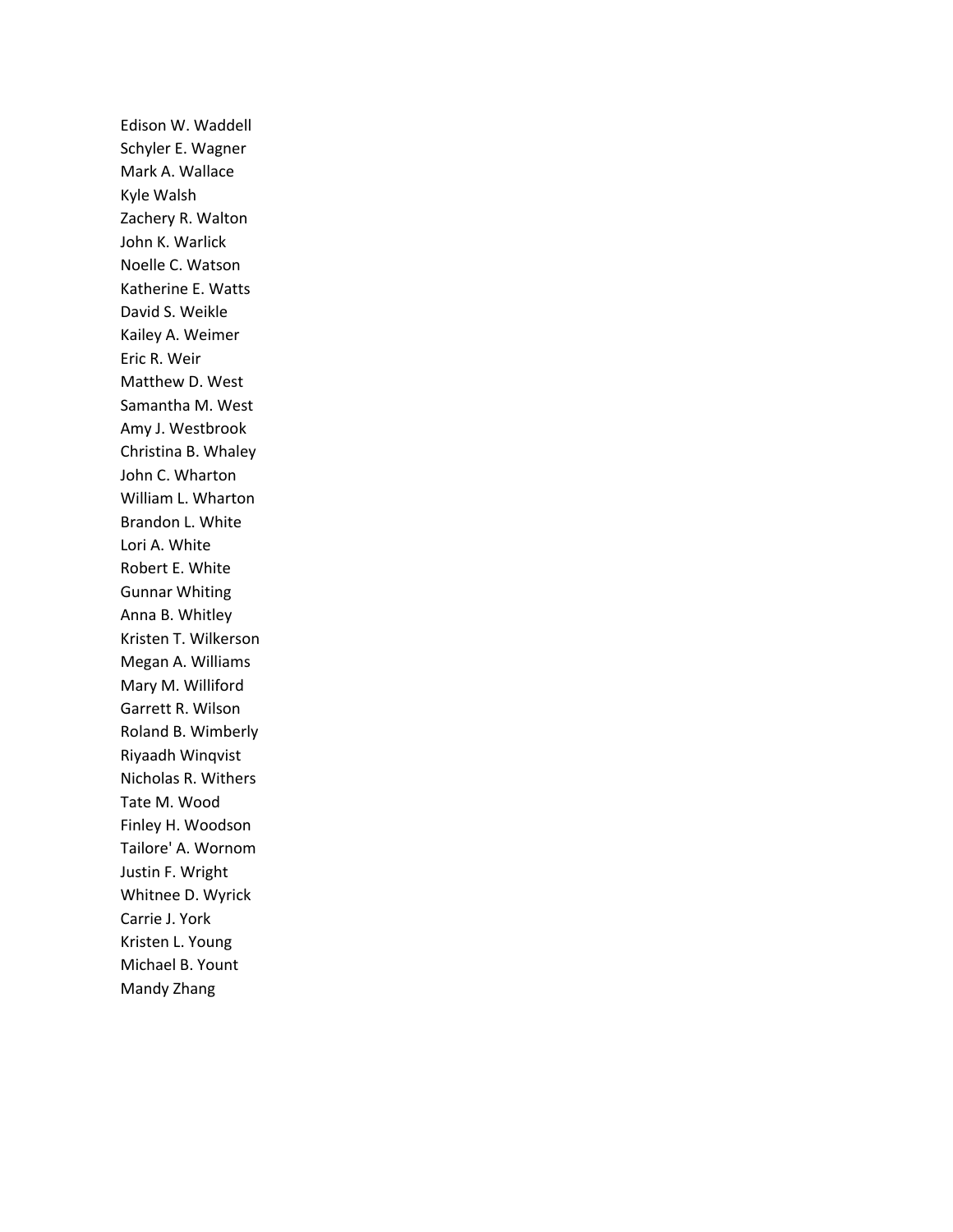Edison W. Waddell
Schyler E. Wagner
Mark A. Wallace
Kyle Walsh
Zachery R. Walton
John K. Warlick
Noelle C. Watson
Katherine E. Watts
David S. Weikle
Kailey A. Weimer
Eric R. Weir
Matthew D. West
Samantha M. West
Amy J. Westbrook
Christina B. Whaley
John C. Wharton
William L. Wharton
Brandon L. White
Lori A. White
Robert E. White
Gunnar Whiting
Anna B. Whitley
Kristen T. Wilkerson
Megan A. Williams
Mary M. Williford
Garrett R. Wilson
Roland B. Wimberly
Riyaadh Winqvist
Nicholas R. Withers
Tate M. Wood
Finley H. Woodson
Tailore' A. Wornom
Justin F. Wright
Whitnee D. Wyrick
Carrie J. York
Kristen L. Young
Michael B. Yount
Mandy Zhang